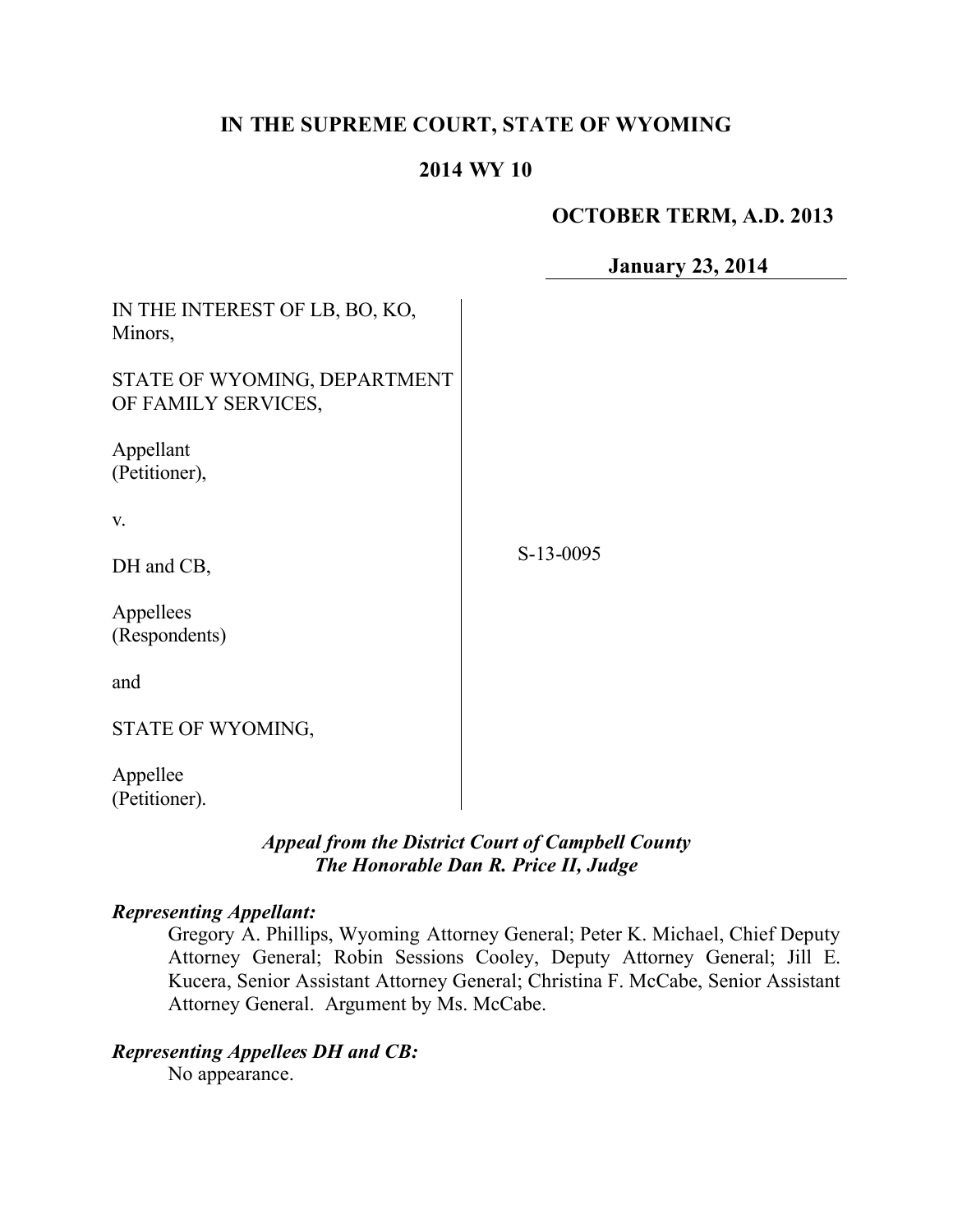# IN THE SUPREME COURT, STATE OF WYOMING

## 2014 WY 10

**OCTOBER TERM, A.D. 2013**

**January 23, 2014**

IN THE INTEREST OF LB, BO, KO, Minors,

STATE OF WYOMING, DEPARTMENT OF FAMILY SERVICES,

Appellant (Petitioner),

v.

DH and CB,

Appellees (Respondents)

and

STATE OF WYOMING,

Appellee (Petitioner).

S-13-0095

***Appeal from the District Court of Campbell County***
***The Honorable Dan R. Price II, Judge***

***Representing Appellant:***

Gregory A. Phillips, Wyoming Attorney General; Peter K. Michael, Chief Deputy Attorney General; Robin Sessions Cooley, Deputy Attorney General; Jill E. Kucera, Senior Assistant Attorney General; Christina F. McCabe, Senior Assistant Attorney General. Argument by Ms. McCabe.

***Representing Appellees DH and CB:***

No appearance.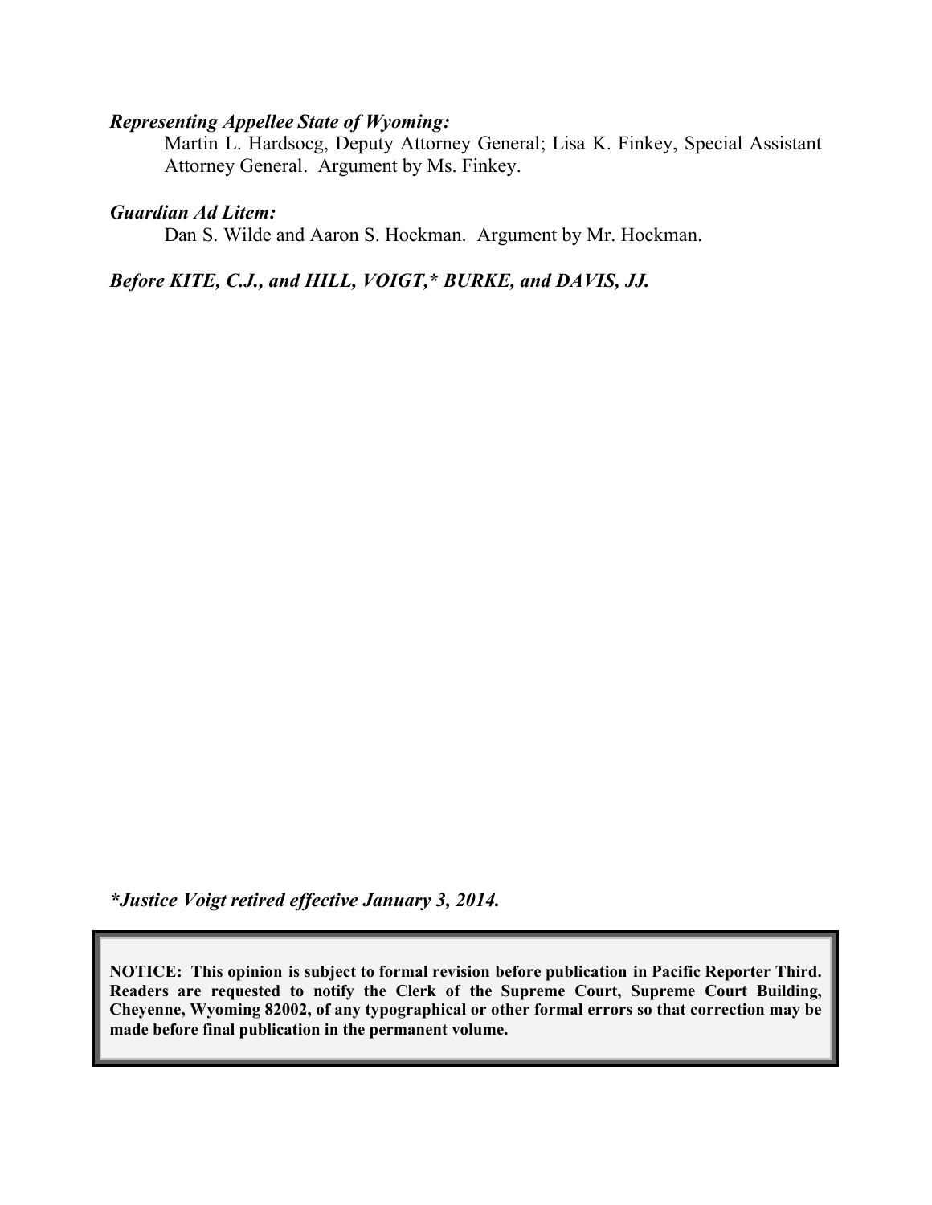***Representing Appellee State of Wyoming:***

Martin L. Hardsocg, Deputy Attorney General; Lisa K. Finkey, Special Assistant Attorney General. Argument by Ms. Finkey.

***Guardian Ad Litem:***

Dan S. Wilde and Aaron S. Hockman. Argument by Mr. Hockman.

***Before KITE, C.J., and HILL, VOIGT,* BURKE, and DAVIS, JJ.***

***\*Justice Voigt retired effective January 3, 2014.***

**NOTICE: This opinion is subject to formal revision before publication in Pacific Reporter Third. Readers are requested to notify the Clerk of the Supreme Court, Supreme Court Building, Cheyenne, Wyoming 82002, of any typographical or other formal errors so that correction may be made before final publication in the permanent volume.**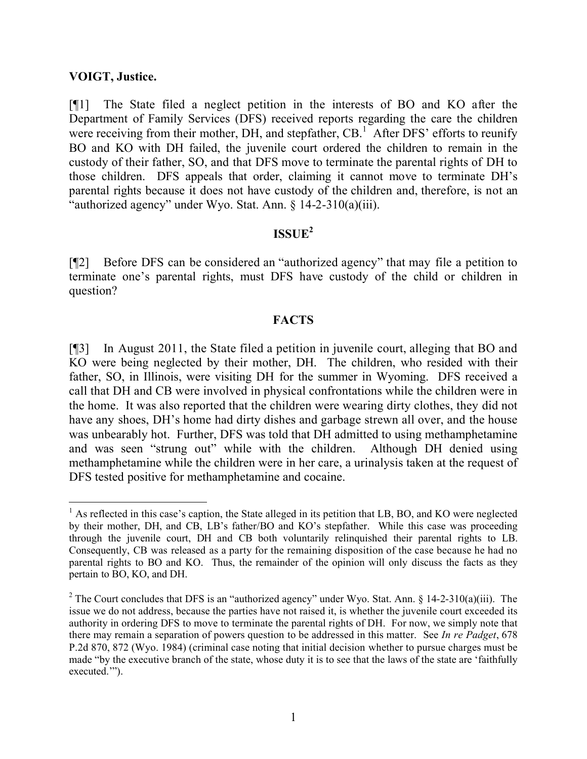**VOIGT, Justice.**

[¶1] The State filed a neglect petition in the interests of BO and KO after the Department of Family Services (DFS) received reports regarding the care the children were receiving from their mother, DH, and stepfather, CB.[1] After DFS' efforts to reunify BO and KO with DH failed, the juvenile court ordered the children to remain in the custody of their father, SO, and that DFS move to terminate the parental rights of DH to those children. DFS appeals that order, claiming it cannot move to terminate DH's parental rights because it does not have custody of the children and, therefore, is not an "authorized agency" under Wyo. Stat. Ann. § 14-2-310(a)(iii).

## ISSUE[2]

[¶2] Before DFS can be considered an "authorized agency" that may file a petition to terminate one's parental rights, must DFS have custody of the child or children in question?

## FACTS

[¶3] In August 2011, the State filed a petition in juvenile court, alleging that BO and KO were being neglected by their mother, DH. The children, who resided with their father, SO, in Illinois, were visiting DH for the summer in Wyoming. DFS received a call that DH and CB were involved in physical confrontations while the children were in the home. It was also reported that the children were wearing dirty clothes, they did not have any shoes, DH's home had dirty dishes and garbage strewn all over, and the house was unbearably hot. Further, DFS was told that DH admitted to using methamphetamine and was seen "strung out" while with the children. Although DH denied using methamphetamine while the children were in her care, a urinalysis taken at the request of DFS tested positive for methamphetamine and cocaine.

---

[1] As reflected in this case's caption, the State alleged in its petition that LB, BO, and KO were neglected by their mother, DH, and CB, LB's father/BO and KO's stepfather. While this case was proceeding through the juvenile court, DH and CB both voluntarily relinquished their parental rights to LB. Consequently, CB was released as a party for the remaining disposition of the case because he had no parental rights to BO and KO. Thus, the remainder of the opinion will only discuss the facts as they pertain to BO, KO, and DH.

[2] The Court concludes that DFS is an "authorized agency" under Wyo. Stat. Ann. § 14-2-310(a)(iii). The issue we do not address, because the parties have not raised it, is whether the juvenile court exceeded its authority in ordering DFS to move to terminate the parental rights of DH. For now, we simply note that there may remain a separation of powers question to be addressed in this matter. See *In re Padget*, 678 P.2d 870, 872 (Wyo. 1984) (criminal case noting that initial decision whether to pursue charges must be made "by the executive branch of the state, whose duty it is to see that the laws of the state are 'faithfully executed.'").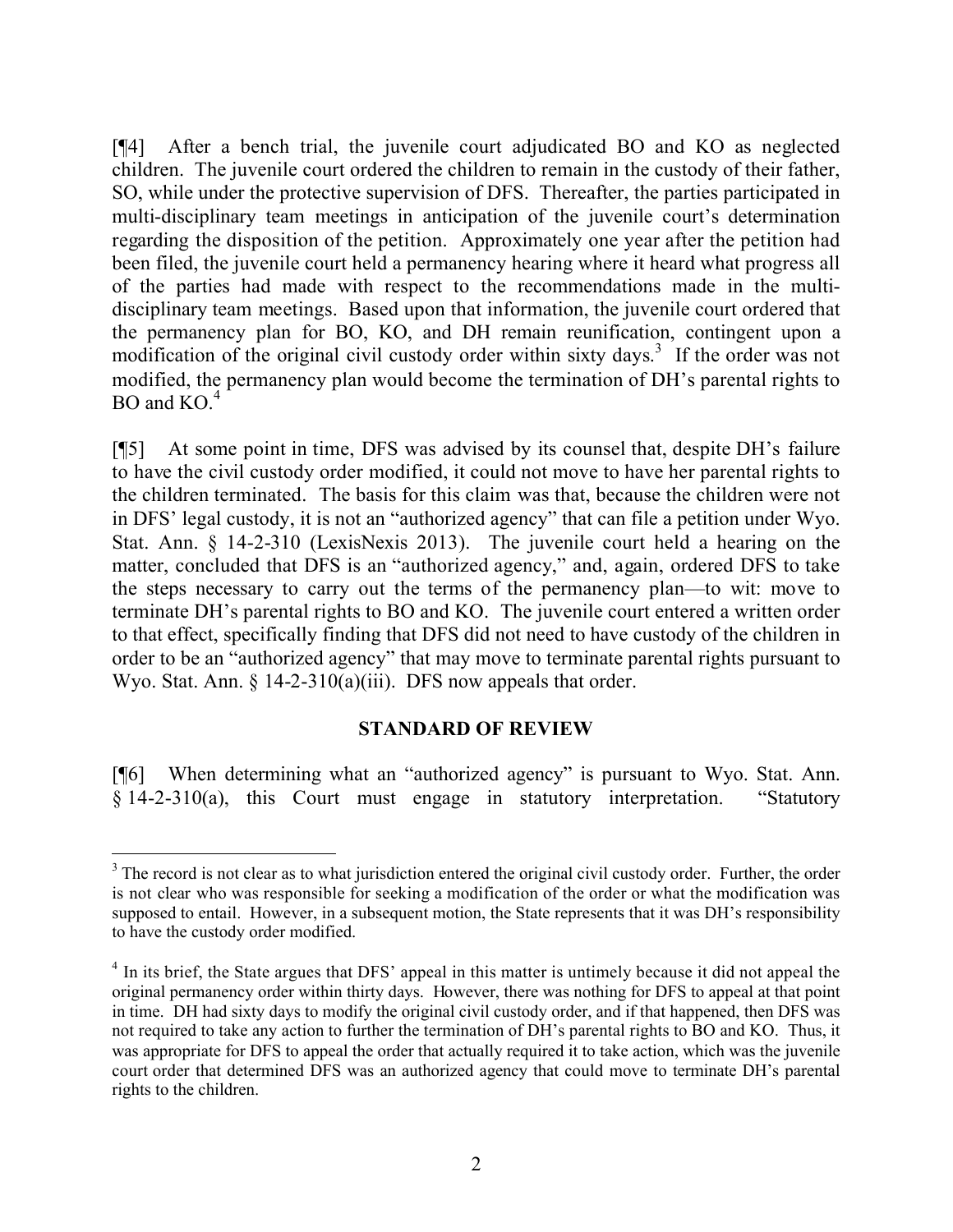[¶4] After a bench trial, the juvenile court adjudicated BO and KO as neglected children. The juvenile court ordered the children to remain in the custody of their father, SO, while under the protective supervision of DFS. Thereafter, the parties participated in multi-disciplinary team meetings in anticipation of the juvenile court's determination regarding the disposition of the petition. Approximately one year after the petition had been filed, the juvenile court held a permanency hearing where it heard what progress all of the parties had made with respect to the recommendations made in the multi-disciplinary team meetings. Based upon that information, the juvenile court ordered that the permanency plan for BO, KO, and DH remain reunification, contingent upon a modification of the original civil custody order within sixty days.[3] If the order was not modified, the permanency plan would become the termination of DH's parental rights to BO and KO.[4]

[¶5] At some point in time, DFS was advised by its counsel that, despite DH's failure to have the civil custody order modified, it could not move to have her parental rights to the children terminated. The basis for this claim was that, because the children were not in DFS' legal custody, it is not an "authorized agency" that can file a petition under Wyo. Stat. Ann. § 14-2-310 (LexisNexis 2013). The juvenile court held a hearing on the matter, concluded that DFS is an "authorized agency," and, again, ordered DFS to take the steps necessary to carry out the terms of the permanency plan—to wit: move to terminate DH's parental rights to BO and KO. The juvenile court entered a written order to that effect, specifically finding that DFS did not need to have custody of the children in order to be an "authorized agency" that may move to terminate parental rights pursuant to Wyo. Stat. Ann. § 14-2-310(a)(iii). DFS now appeals that order.

## STANDARD OF REVIEW

[¶6] When determining what an "authorized agency" is pursuant to Wyo. Stat. Ann. § 14-2-310(a), this Court must engage in statutory interpretation. "Statutory

---

[3] The record is not clear as to what jurisdiction entered the original civil custody order. Further, the order is not clear who was responsible for seeking a modification of the order or what the modification was supposed to entail. However, in a subsequent motion, the State represents that it was DH's responsibility to have the custody order modified.

[4] In its brief, the State argues that DFS' appeal in this matter is untimely because it did not appeal the original permanency order within thirty days. However, there was nothing for DFS to appeal at that point in time. DH had sixty days to modify the original civil custody order, and if that happened, then DFS was not required to take any action to further the termination of DH's parental rights to BO and KO. Thus, it was appropriate for DFS to appeal the order that actually required it to take action, which was the juvenile court order that determined DFS was an authorized agency that could move to terminate DH's parental rights to the children.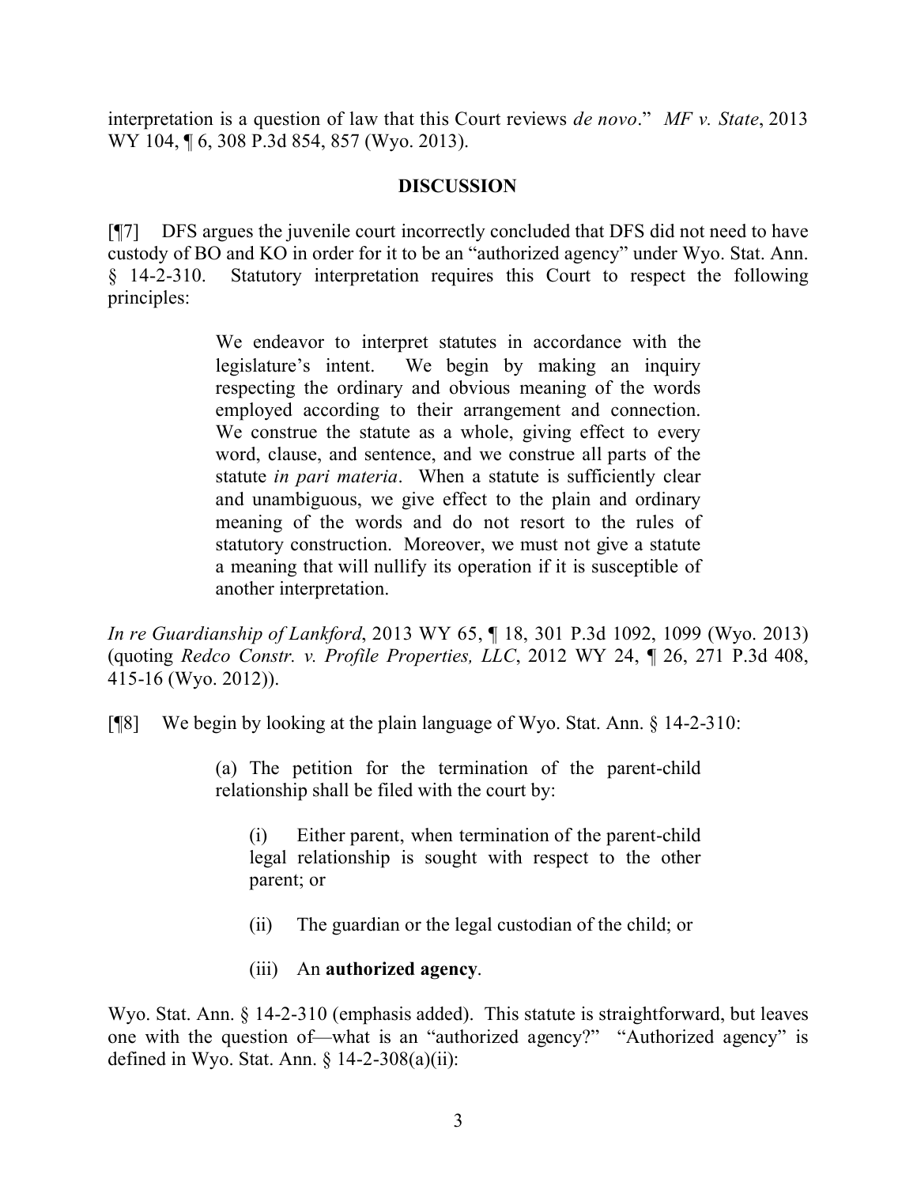interpretation is a question of law that this Court reviews *de novo*." *MF v. State*, 2013 WY 104, ¶ 6, 308 P.3d 854, 857 (Wyo. 2013).

## DISCUSSION

[¶7] DFS argues the juvenile court incorrectly concluded that DFS did not need to have custody of BO and KO in order for it to be an "authorized agency" under Wyo. Stat. Ann. § 14-2-310. Statutory interpretation requires this Court to respect the following principles:

> We endeavor to interpret statutes in accordance with the legislature's intent. We begin by making an inquiry respecting the ordinary and obvious meaning of the words employed according to their arrangement and connection. We construe the statute as a whole, giving effect to every word, clause, and sentence, and we construe all parts of the statute *in pari materia*. When a statute is sufficiently clear and unambiguous, we give effect to the plain and ordinary meaning of the words and do not resort to the rules of statutory construction. Moreover, we must not give a statute a meaning that will nullify its operation if it is susceptible of another interpretation.

*In re Guardianship of Lankford*, 2013 WY 65, ¶ 18, 301 P.3d 1092, 1099 (Wyo. 2013) (quoting *Redco Constr. v. Profile Properties, LLC*, 2012 WY 24, ¶ 26, 271 P.3d 408, 415-16 (Wyo. 2012)).

[¶8] We begin by looking at the plain language of Wyo. Stat. Ann. § 14-2-310:

> (a) The petition for the termination of the parent-child relationship shall be filed with the court by:
>
> > (i) Either parent, when termination of the parent-child legal relationship is sought with respect to the other parent; or
> >
> > (ii) The guardian or the legal custodian of the child; or
> >
> > (iii) An **authorized agency**.

Wyo. Stat. Ann. § 14-2-310 (emphasis added). This statute is straightforward, but leaves one with the question of—what is an "authorized agency?" "Authorized agency" is defined in Wyo. Stat. Ann. § 14-2-308(a)(ii):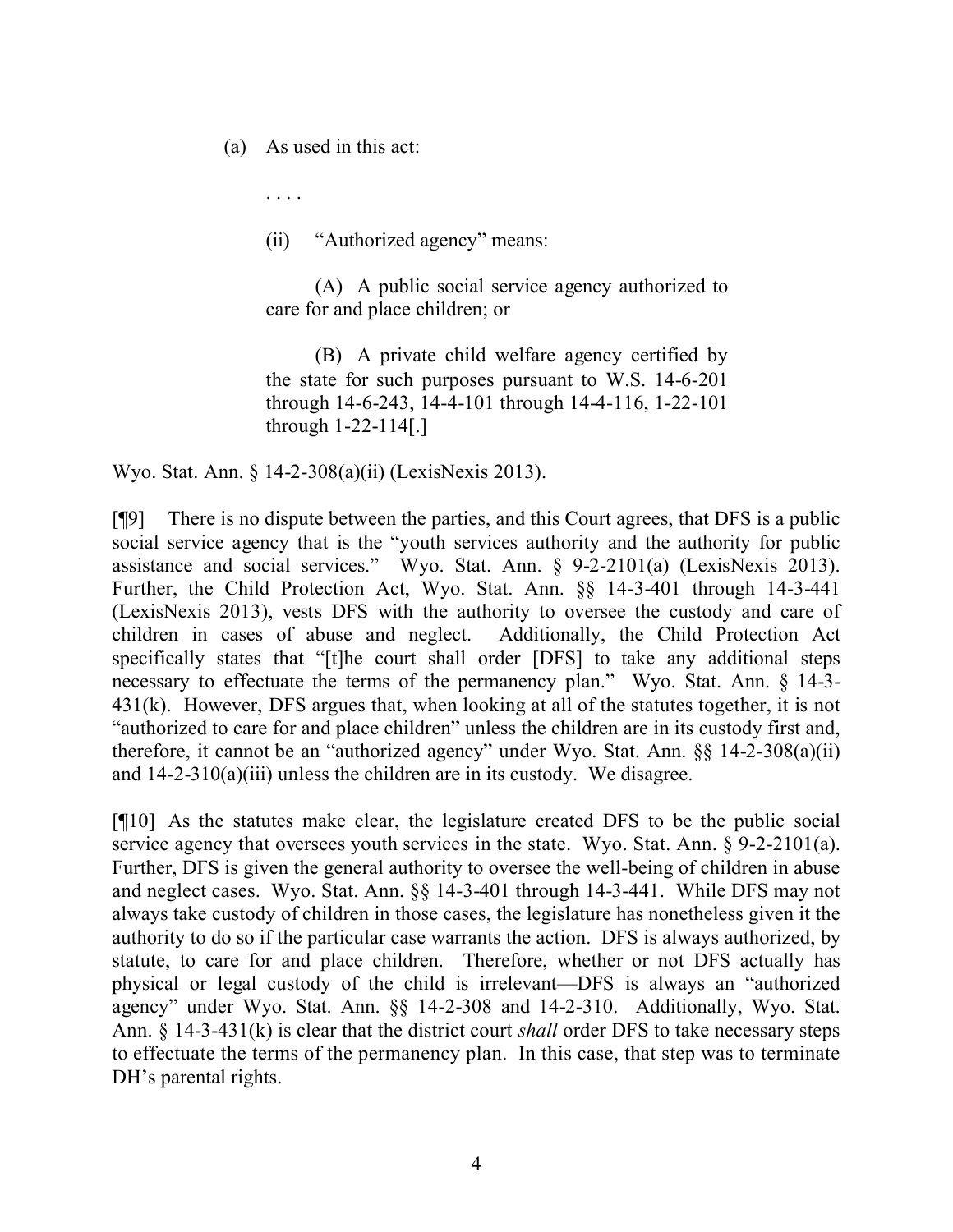(a) As used in this act:

. . . .

(ii) "Authorized agency" means:

(A) A public social service agency authorized to care for and place children; or

(B) A private child welfare agency certified by the state for such purposes pursuant to W.S. 14-6-201 through 14-6-243, 14-4-101 through 14-4-116, 1-22-101 through 1-22-114[.]

Wyo. Stat. Ann. § 14-2-308(a)(ii) (LexisNexis 2013).

[¶9] There is no dispute between the parties, and this Court agrees, that DFS is a public social service agency that is the "youth services authority and the authority for public assistance and social services." Wyo. Stat. Ann. § 9-2-2101(a) (LexisNexis 2013). Further, the Child Protection Act, Wyo. Stat. Ann. §§ 14-3-401 through 14-3-441 (LexisNexis 2013), vests DFS with the authority to oversee the custody and care of children in cases of abuse and neglect. Additionally, the Child Protection Act specifically states that "[t]he court shall order [DFS] to take any additional steps necessary to effectuate the terms of the permanency plan." Wyo. Stat. Ann. § 14-3-431(k). However, DFS argues that, when looking at all of the statutes together, it is not "authorized to care for and place children" unless the children are in its custody first and, therefore, it cannot be an "authorized agency" under Wyo. Stat. Ann. §§ 14-2-308(a)(ii) and 14-2-310(a)(iii) unless the children are in its custody. We disagree.

[¶10] As the statutes make clear, the legislature created DFS to be the public social service agency that oversees youth services in the state. Wyo. Stat. Ann. § 9-2-2101(a). Further, DFS is given the general authority to oversee the well-being of children in abuse and neglect cases. Wyo. Stat. Ann. §§ 14-3-401 through 14-3-441. While DFS may not always take custody of children in those cases, the legislature has nonetheless given it the authority to do so if the particular case warrants the action. DFS is always authorized, by statute, to care for and place children. Therefore, whether or not DFS actually has physical or legal custody of the child is irrelevant—DFS is always an "authorized agency" under Wyo. Stat. Ann. §§ 14-2-308 and 14-2-310. Additionally, Wyo. Stat. Ann. § 14-3-431(k) is clear that the district court *shall* order DFS to take necessary steps to effectuate the terms of the permanency plan. In this case, that step was to terminate DH's parental rights.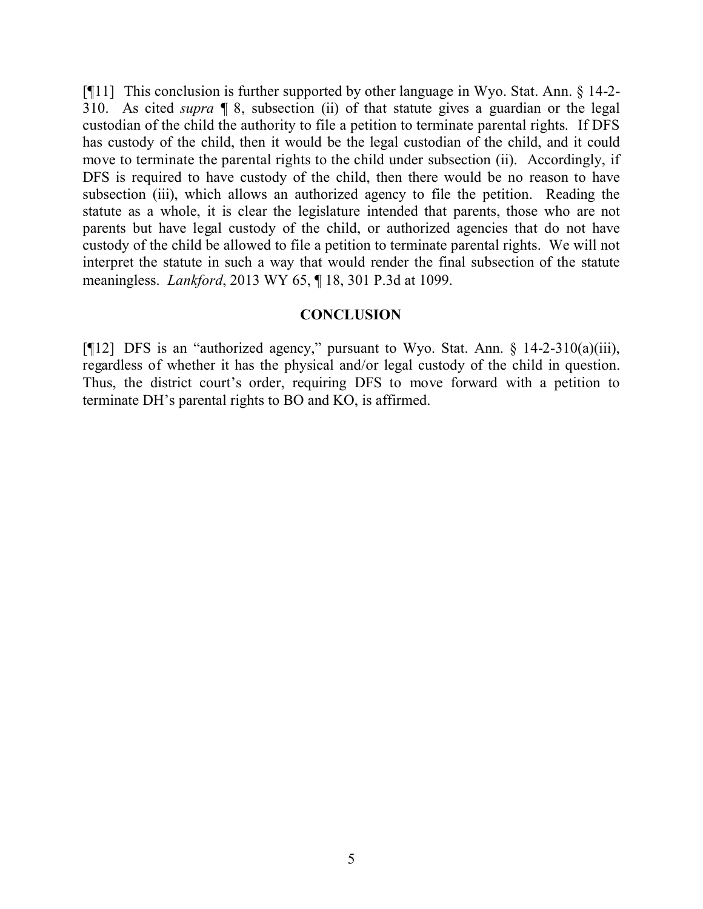[¶11] This conclusion is further supported by other language in Wyo. Stat. Ann. § 14-2-310. As cited *supra* ¶ 8, subsection (ii) of that statute gives a guardian or the legal custodian of the child the authority to file a petition to terminate parental rights. If DFS has custody of the child, then it would be the legal custodian of the child, and it could move to terminate the parental rights to the child under subsection (ii). Accordingly, if DFS is required to have custody of the child, then there would be no reason to have subsection (iii), which allows an authorized agency to file the petition. Reading the statute as a whole, it is clear the legislature intended that parents, those who are not parents but have legal custody of the child, or authorized agencies that do not have custody of the child be allowed to file a petition to terminate parental rights. We will not interpret the statute in such a way that would render the final subsection of the statute meaningless. *Lankford*, 2013 WY 65, ¶ 18, 301 P.3d at 1099.

## CONCLUSION

[¶12] DFS is an "authorized agency," pursuant to Wyo. Stat. Ann. § 14-2-310(a)(iii), regardless of whether it has the physical and/or legal custody of the child in question. Thus, the district court's order, requiring DFS to move forward with a petition to terminate DH's parental rights to BO and KO, is affirmed.